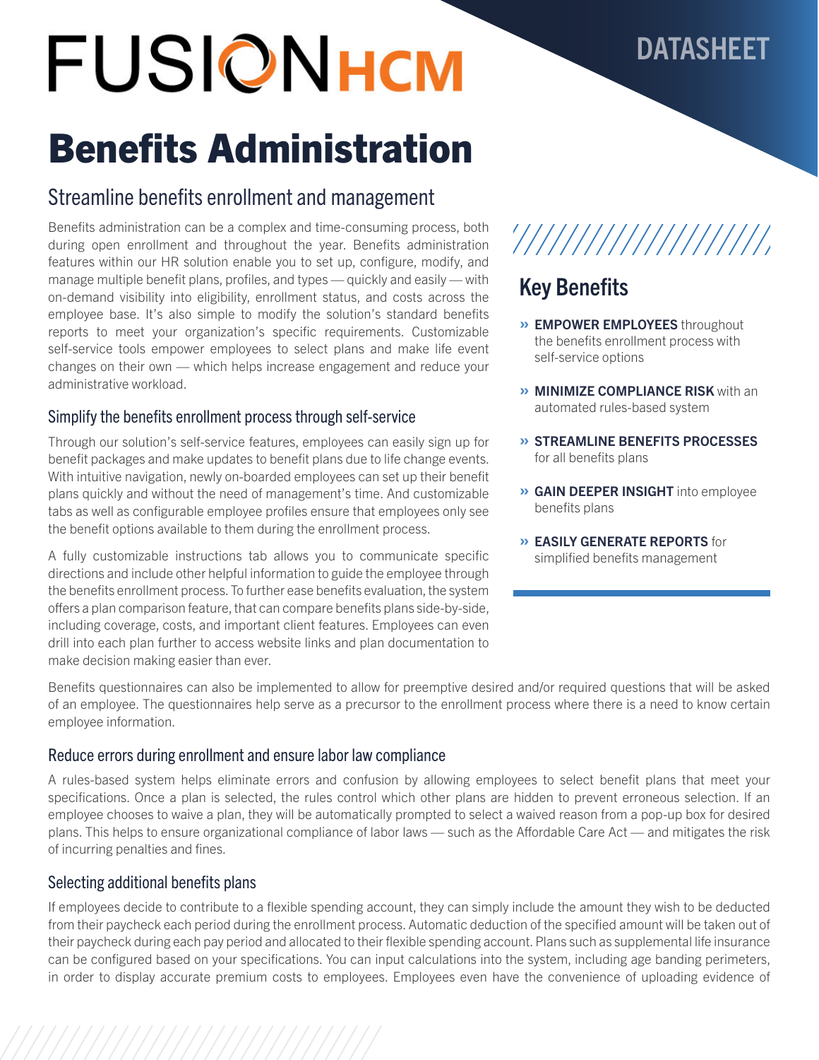# FUSION HCM

DATASHEET

# Benefits Administration

## Streamline benefits enrollment and management

Benefits administration can be a complex and time-consuming process, both during open enrollment and throughout the year. Benefits administration features within our HR solution enable you to set up, configure, modify, and manage multiple benefit plans, profiles, and types — quickly and easily — with on-demand visibility into eligibility, enrollment status, and costs across the employee base. It's also simple to modify the solution's standard benefits reports to meet your organization's specific requirements. Customizable self-service tools empower employees to select plans and make life event changes on their own — which helps increase engagement and reduce your administrative workload.

### Simplify the benefits enrollment process through self-service

Through our solution's self-service features, employees can easily sign up for benefit packages and make updates to benefit plans due to life change events. With intuitive navigation, newly on-boarded employees can set up their benefit plans quickly and without the need of management's time. And customizable tabs as well as configurable employee profiles ensure that employees only see the benefit options available to them during the enrollment process.

A fully customizable instructions tab allows you to communicate specific directions and include other helpful information to guide the employee through the benefits enrollment process. To further ease benefits evaluation, the system offers a plan comparison feature, that can compare benefits plans side-by-side, including coverage, costs, and important client features. Employees can even drill into each plan further to access website links and plan documentation to make decision making easier than ever.

## Key Benefits

- **EMPOWER EMPLOYEES** throughout the benefits enrollment process with self-service options
- **MINIMIZE COMPLIANCE RISK** with an automated rules-based system
- **STREAMLINE BENEFITS PROCESSES** for all benefits plans
- **GAIN DEEPER INSIGHT** into employee benefits plans
- **EASILY GENERATE REPORTS** for simplified benefits management

Benefits questionnaires can also be implemented to allow for preemptive desired and/or required questions that will be asked of an employee. The questionnaires help serve as a precursor to the enrollment process where there is a need to know certain employee information.

### Reduce errors during enrollment and ensure labor law compliance

A rules-based system helps eliminate errors and confusion by allowing employees to select benefit plans that meet your specifications. Once a plan is selected, the rules control which other plans are hidden to prevent erroneous selection. If an employee chooses to waive a plan, they will be automatically prompted to select a waived reason from a pop-up box for desired plans. This helps to ensure organizational compliance of labor laws — such as the Affordable Care Act — and mitigates the risk of incurring penalties and fines.

### Selecting additional benefits plans

If employees decide to contribute to a flexible spending account, they can simply include the amount they wish to be deducted from their paycheck each period during the enrollment process. Automatic deduction of the specified amount will be taken out of their paycheck during each pay period and allocated to their flexible spending account. Plans such as supplemental life insurance can be configured based on your specifications. You can input calculations into the system, including age banding perimeters, in order to display accurate premium costs to employees. Employees even have the convenience of uploading evidence of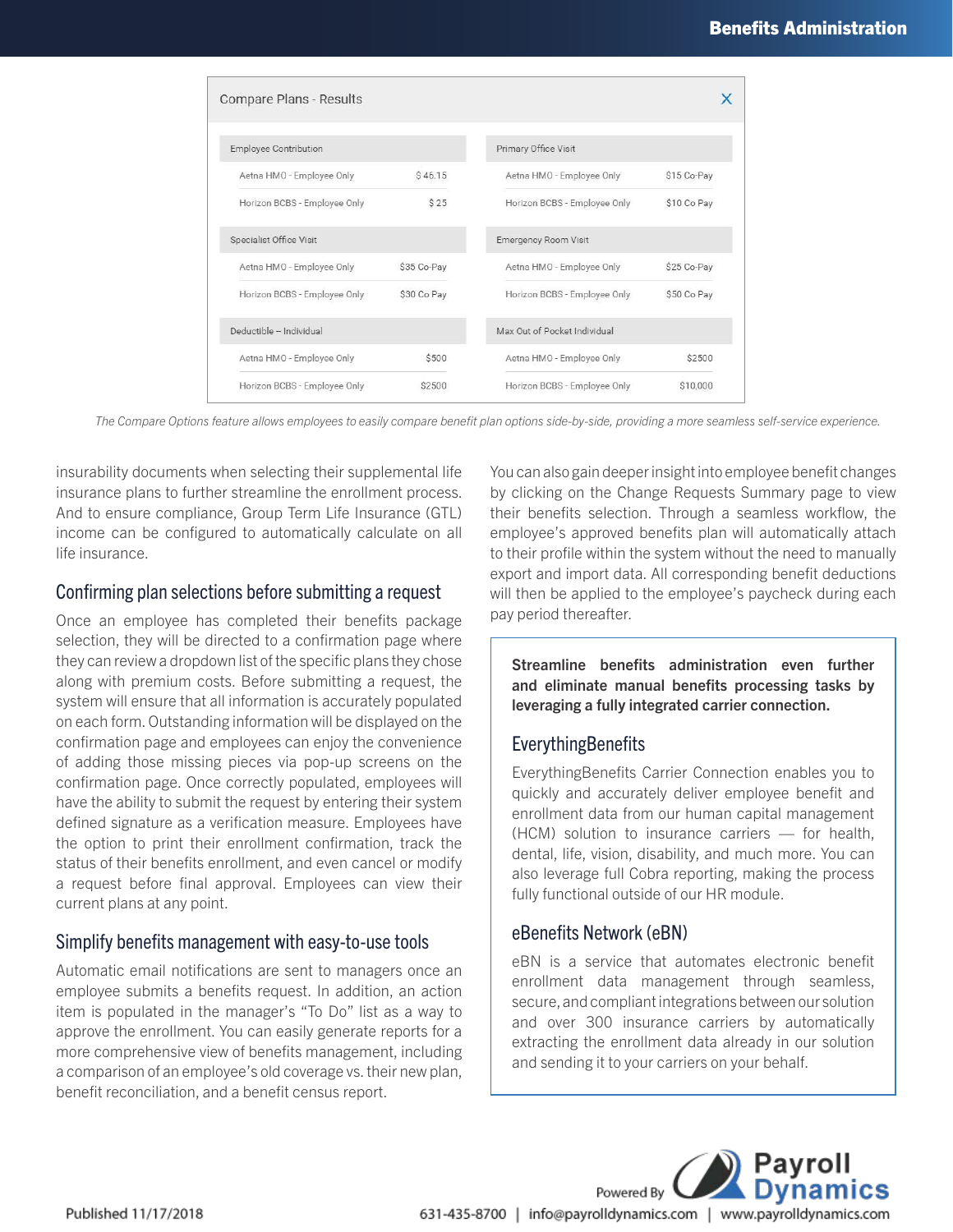**Compare Plans - Results**

| Employee Contribution | |
|---|---|
| Aetna HMO - Employee Only | $ 46.15 |
| Horizon BCBS - Employee Only | $ 25 |

| Primary Office Visit | |
|---|---|
| Aetna HMO - Employee Only | $15 Co-Pay |
| Horizon BCBS - Employee Only | $10 Co Pay |

| Specialist Office Visit | |
|---|---|
| Aetna HMO - Employee Only | $35 Co-Pay |
| Horizon BCBS - Employee Only | $30 Co Pay |

| Emergency Room Visit | |
|---|---|
| Aetna HMO - Employee Only | $25 Co-Pay |
| Horizon BCBS - Employee Only | $50 Co Pay |

| Deductible – Individual | |
|---|---|
| Aetna HMO - Employee Only | $500 |
| Horizon BCBS - Employee Only | $2500 |

| Max Out of Pocket Individual | |
|---|---|
| Aetna HMO - Employee Only | $2500 |
| Horizon BCBS - Employee Only | $10,000 |

*The Compare Options feature allows employees to easily compare benefit plan options side-by-side, providing a more seamless self-service experience.*

insurability documents when selecting their supplemental life insurance plans to further streamline the enrollment process. And to ensure compliance, Group Term Life Insurance (GTL) income can be configured to automatically calculate on all life insurance.

## Confirming plan selections before submitting a request

Once an employee has completed their benefits package selection, they will be directed to a confirmation page where they can review a dropdown list of the specific plans they chose along with premium costs. Before submitting a request, the system will ensure that all information is accurately populated on each form. Outstanding information will be displayed on the confirmation page and employees can enjoy the convenience of adding those missing pieces via pop-up screens on the confirmation page. Once correctly populated, employees will have the ability to submit the request by entering their system defined signature as a verification measure. Employees have the option to print their enrollment confirmation, track the status of their benefits enrollment, and even cancel or modify a request before final approval. Employees can view their current plans at any point.

## Simplify benefits management with easy-to-use tools

Automatic email notifications are sent to managers once an employee submits a benefits request. In addition, an action item is populated in the manager's "To Do" list as a way to approve the enrollment. You can easily generate reports for a more comprehensive view of benefits management, including a comparison of an employee's old coverage vs. their new plan, benefit reconciliation, and a benefit census report.

You can also gain deeper insight into employee benefit changes by clicking on the Change Requests Summary page to view their benefits selection. Through a seamless workflow, the employee's approved benefits plan will automatically attach to their profile within the system without the need to manually export and import data. All corresponding benefit deductions will then be applied to the employee's paycheck during each pay period thereafter.

**Streamline benefits administration even further and eliminate manual benefits processing tasks by leveraging a fully integrated carrier connection.**

### EverythingBenefits

EverythingBenefits Carrier Connection enables you to quickly and accurately deliver employee benefit and enrollment data from our human capital management (HCM) solution to insurance carriers — for health, dental, life, vision, disability, and much more. You can also leverage full Cobra reporting, making the process fully functional outside of our HR module.

### eBenefits Network (eBN)

eBN is a service that automates electronic benefit enrollment data management through seamless, secure, and compliant integrations between our solution and over 300 insurance carriers by automatically extracting the enrollment data already in our solution and sending it to your carriers on your behalf.

Published 11/17/2018

Powered By Payroll Dynamics

631-435-8700 | info@payrolldynamics.com | www.payrolldynamics.com